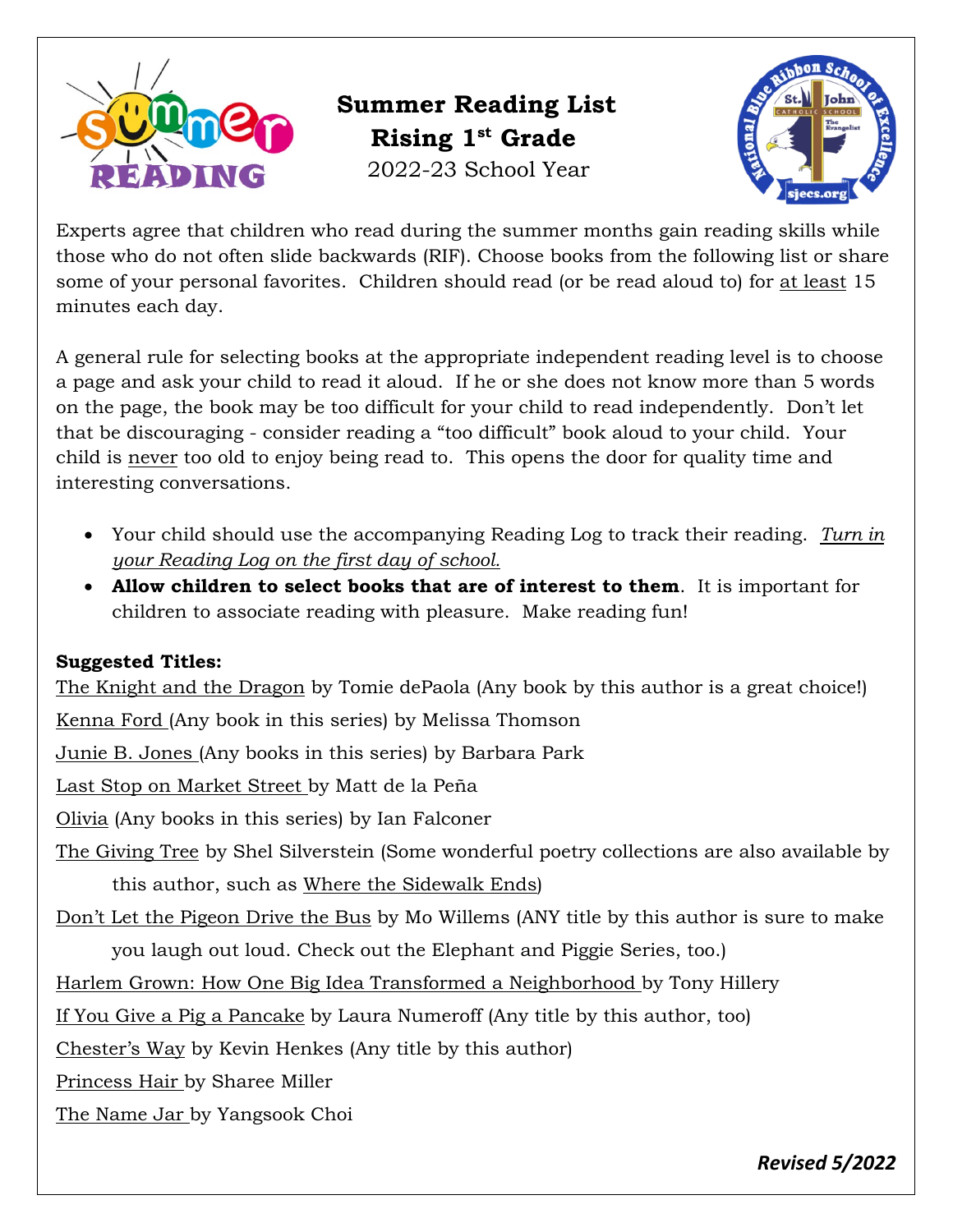# Summer Reading List
## Rising 1st Grade
2022-23 School Year

Experts agree that children who read during the summer months gain reading skills while those who do not often slide backwards (RIF). Choose books from the following list or share some of your personal favorites. Children should read (or be read aloud to) for at least 15 minutes each day.

A general rule for selecting books at the appropriate independent reading level is to choose a page and ask your child to read it aloud. If he or she does not know more than 5 words on the page, the book may be too difficult for your child to read independently. Don't let that be discouraging - consider reading a "too difficult" book aloud to your child. Your child is never too old to enjoy being read to. This opens the door for quality time and interesting conversations.

- Your child should use the accompanying Reading Log to track their reading. *Turn in your Reading Log on the first day of school.*
- **Allow children to select books that are of interest to them**. It is important for children to associate reading with pleasure. Make reading fun!

**Suggested Titles:**

The Knight and the Dragon by Tomie dePaola (Any book by this author is a great choice!)

Kenna Ford (Any book in this series) by Melissa Thomson

Junie B. Jones (Any books in this series) by Barbara Park

Last Stop on Market Street by Matt de la Peña

Olivia (Any books in this series) by Ian Falconer

The Giving Tree by Shel Silverstein (Some wonderful poetry collections are also available by this author, such as Where the Sidewalk Ends)

Don't Let the Pigeon Drive the Bus by Mo Willems (ANY title by this author is sure to make you laugh out loud. Check out the Elephant and Piggie Series, too.)

Harlem Grown: How One Big Idea Transformed a Neighborhood by Tony Hillery

If You Give a Pig a Pancake by Laura Numeroff (Any title by this author, too)

Chester's Way by Kevin Henkes (Any title by this author)

Princess Hair by Sharee Miller

The Name Jar by Yangsook Choi

***Revised 5/2022***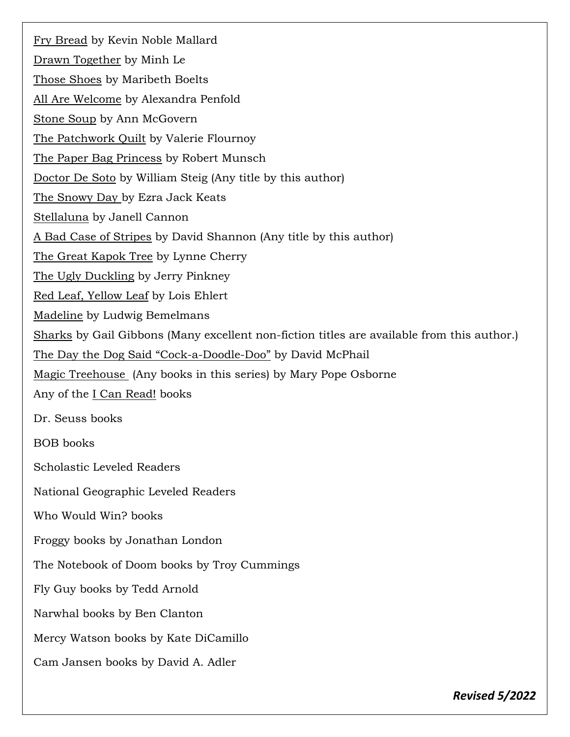Fry Bread by Kevin Noble Mallard

Drawn Together by Minh Le

Those Shoes by Maribeth Boelts

All Are Welcome by Alexandra Penfold

Stone Soup by Ann McGovern

The Patchwork Quilt by Valerie Flournoy

The Paper Bag Princess by Robert Munsch

Doctor De Soto by William Steig (Any title by this author)

The Snowy Day by Ezra Jack Keats

Stellaluna by Janell Cannon

A Bad Case of Stripes by David Shannon (Any title by this author)

The Great Kapok Tree by Lynne Cherry

The Ugly Duckling by Jerry Pinkney

Red Leaf, Yellow Leaf by Lois Ehlert

Madeline by Ludwig Bemelmans

Sharks by Gail Gibbons (Many excellent non-fiction titles are available from this author.)

The Day the Dog Said "Cock-a-Doodle-Doo" by David McPhail

Magic Treehouse (Any books in this series) by Mary Pope Osborne

Any of the I Can Read! books

Dr. Seuss books

BOB books

Scholastic Leveled Readers

National Geographic Leveled Readers

Who Would Win? books

Froggy books by Jonathan London

The Notebook of Doom books by Troy Cummings

Fly Guy books by Tedd Arnold

Narwhal books by Ben Clanton

Mercy Watson books by Kate DiCamillo

Cam Jansen books by David A. Adler

***Revised 5/2022***